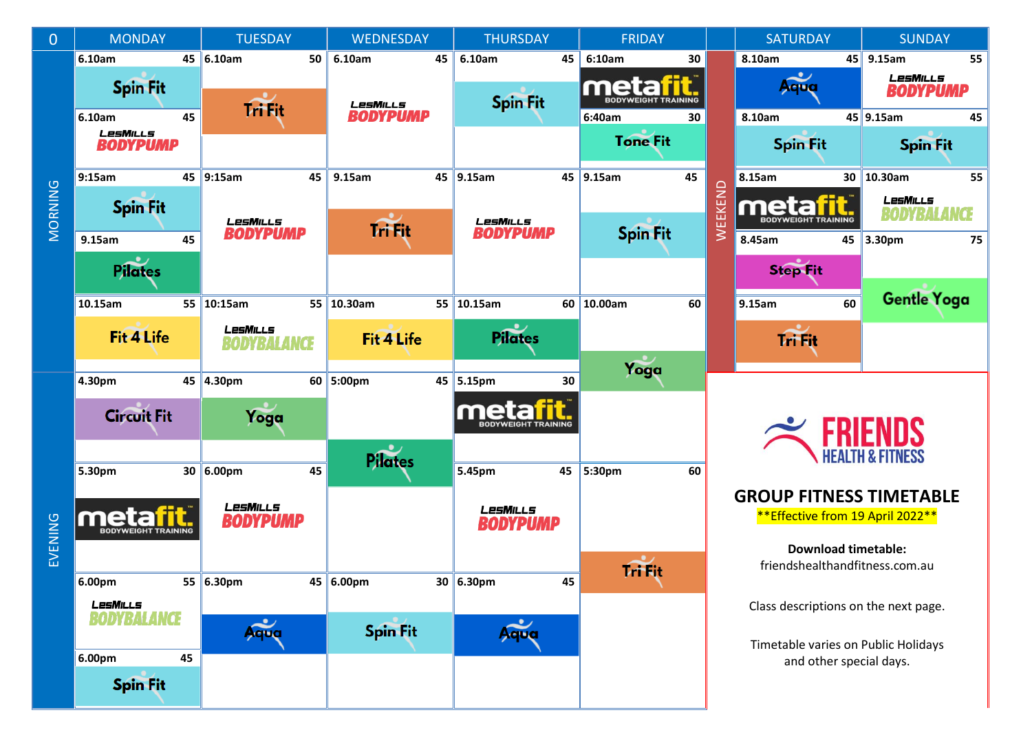# FRIENDS HEALTH & FITNESS

## GROUP FITNESS TIMETABLE

**Effective from 19 April 2022**

**Download timetable:**
friendshealthandfitness.com.au

Class descriptions on the next page.

Timetable varies on Public Holidays and other special days.

### WEEKDAYS

| 0 | MONDAY | TUESDAY | WEDNESDAY | THURSDAY | FRIDAY |
|---|---|---|---|---|---|
| MORNING | 6.10am (45) Spin Fit | 6.10am (50) Tri Fit | 6.10am (45) LesMills BODYPUMP | 6.10am (45) Spin Fit | 6:10am (30) metafit Bodyweight Training |
| | 6.10am (45) LesMills BODYPUMP | | | | 6:40am (30) Tone Fit |
| | 9:15am (45) Spin Fit | 9:15am (45) LesMills BODYPUMP | 9.15am (45) Tri Fit | 9.15am (45) LesMills BODYPUMP | 9.15am (45) Spin Fit |
| | 9.15am (45) Pilates | | | | |
| | 10.15am (55) Fit 4 Life | 10:15am (55) LesMills BODYBALANCE | 10.30am (55) Fit 4 Life | 10.15am (60) Pilates | 10.00am (60) Yoga |
| EVENING | 4.30pm (45) Circuit Fit | 4.30pm (60) Yoga | 5:00pm (45) Pilates | 5.15pm (30) metafit Bodyweight Training | |
| | 5.30pm (30) metafit Bodyweight Training | 6.00pm (45) LesMills BODYPUMP | | 5.45pm (45) LesMills BODYPUMP | 5:30pm (60) Tri Fit |
| | 6.00pm (55) LesMills BODYBALANCE | 6.30pm (45) Aqua | 6.00pm (30) Spin Fit | 6.30pm (45) Aqua | |
| | 6.00pm (45) Spin Fit | | | | |

### WEEKEND

| SATURDAY | SUNDAY |
|---|---|
| 8.10am (45) Aqua | 9.15am (55) LesMills BODYPUMP |
| 8.10am (45) Spin Fit | 9.15am (45) Spin Fit |
| 8.15am (30) metafit Bodyweight Training | 10.30am (55) LesMills BODYBALANCE |
| 8.45am (45) Step Fit | 3.30pm (75) Gentle Yoga |
| 9.15am (60) Tri Fit | |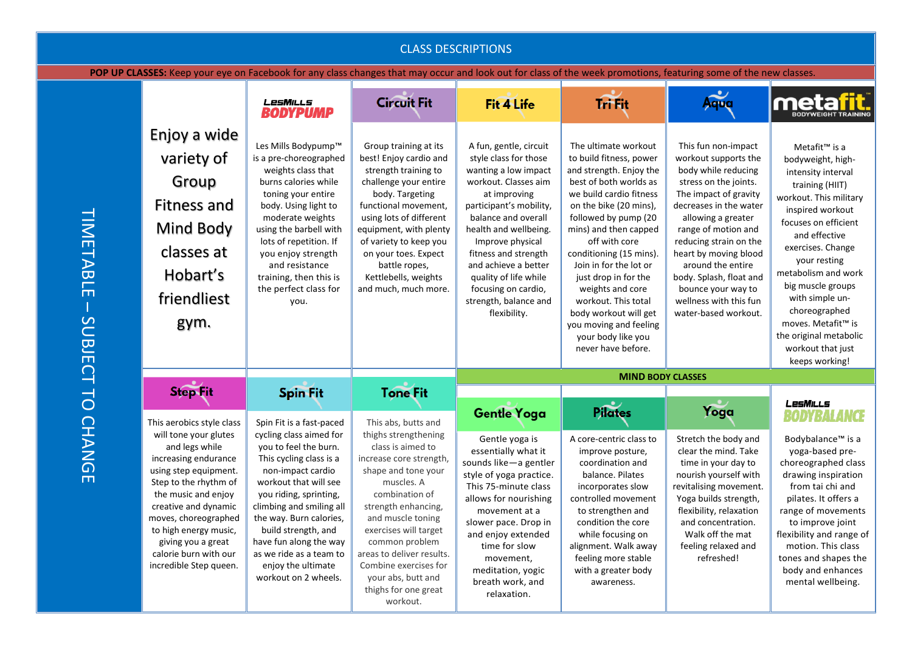# CLASS DESCRIPTIONS

**POP UP CLASSES:** Keep your eye on Facebook for any class changes that may occur and look out for class of the week promotions, featuring some of the new classes.

TIMETABLE – SUBJECT TO CHANGE

## Enjoy a wide variety of Group Fitness and Mind Body classes at Hobart's friendliest gym.

### LesMills BODYPUMP

Les Mills Bodypump™ is a pre-choreographed weights class that burns calories while toning your entire body. Using light to moderate weights using the barbell with lots of repetition. If you enjoy strength and resistance training, then this is the perfect class for you.

### Circuit Fit

Group training at its best! Enjoy cardio and strength training to challenge your entire body. Targeting functional movement, using lots of different equipment, with plenty of variety to keep you on your toes. Expect battle ropes, Kettlebells, weights and much, much more.

### Fit 4 Life

A fun, gentle, circuit style class for those wanting a low impact workout. Classes aim at improving participant's mobility, balance and overall health and wellbeing. Improve physical fitness and strength and achieve a better quality of life while focusing on cardio, strength, balance and flexibility.

### Tri Fit

The ultimate workout to build fitness, power and strength. Enjoy the best of both worlds as we build cardio fitness on the bike (20 mins), followed by pump (20 mins) and then capped off with core conditioning (15 mins). Join in for the lot or just drop in for the weights and core workout. This total body workout will get you moving and feeling your body like you never have before.

### Aqua

This fun non-impact workout supports the body while reducing stress on the joints. The impact of gravity decreases in the water allowing a greater range of motion and reducing strain on the heart by moving blood around the entire body. Splash, float and bounce your way to wellness with this fun water-based workout.

### metafit. BODYWEIGHT TRAINING

Metafit™ is a bodyweight, high-intensity interval training (HIIT) workout. This military inspired workout focuses on efficient and effective exercises. Change your resting metabolism and work big muscle groups with simple un-choreographed moves. Metafit™ is the original metabolic workout that just keeps working!

### Step Fit

This aerobics style class will tone your glutes and legs while increasing endurance using step equipment. Step to the rhythm of the music and enjoy creative and dynamic moves, choreographed to high energy music, giving you a great calorie burn with our incredible Step queen.

### Spin Fit

Spin Fit is a fast-paced cycling class aimed for you to feel the burn. This cycling class is a non-impact cardio workout that will see you riding, sprinting, climbing and smiling all the way. Burn calories, build strength, and have fun along the way as we ride as a team to enjoy the ultimate workout on 2 wheels.

### Tone Fit

This abs, butts and thighs strengthening class is aimed to increase core strength, shape and tone your muscles. A combination of strength enhancing, and muscle toning exercises will target common problem areas to deliver results. Combine exercises for your abs, butt and thighs for one great workout.

## MIND BODY CLASSES

### Gentle Yoga

Gentle yoga is essentially what it sounds like—a gentler style of yoga practice. This 75-minute class allows for nourishing movement at a slower pace. Drop in and enjoy extended time for slow movement, meditation, yogic breath work, and relaxation.

### Pilates

A core-centric class to improve posture, coordination and balance. Pilates incorporates slow controlled movement to strengthen and condition the core while focusing on alignment. Walk away feeling more stable with a greater body awareness.

### Yoga

Stretch the body and clear the mind. Take time in your day to nourish yourself with revitalising movement. Yoga builds strength, flexibility, relaxation and concentration. Walk off the mat feeling relaxed and refreshed!

### LesMills BODYBALANCE

Bodybalance™ is a yoga-based pre-choreographed class drawing inspiration from tai chi and pilates. It offers a range of movements to improve joint flexibility and range of motion. This class tones and shapes the body and enhances mental wellbeing.